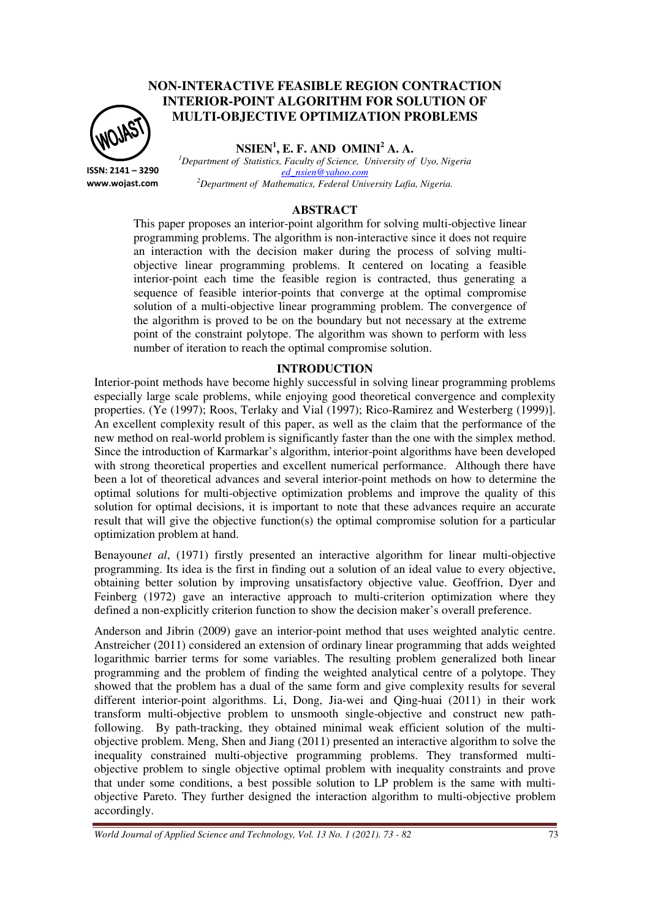# NON-INTERACTIVE FEASIBLE REGION CONTRACTION INTERIOR-POINT ALGORITHM FOR SOLUTION OF MULTI-OBJECTIVE OPTIMIZATION PROBLEMS

**NSIEN[1], E. F. AND OMINI[2] A. A.**

[1]*Department of Statistics, Faculty of Science, University of Uyo, Nigeria*
*ed_nsien@yahoo.com*
[2]*Department of Mathematics, Federal University Lafia, Nigeria.*

ISSN: 2141 – 3290
www.wojast.com

## ABSTRACT

This paper proposes an interior-point algorithm for solving multi-objective linear programming problems. The algorithm is non-interactive since it does not require an interaction with the decision maker during the process of solving multi-objective linear programming problems. It centered on locating a feasible interior-point each time the feasible region is contracted, thus generating a sequence of feasible interior-points that converge at the optimal compromise solution of a multi-objective linear programming problem. The convergence of the algorithm is proved to be on the boundary but not necessary at the extreme point of the constraint polytope. The algorithm was shown to perform with less number of iteration to reach the optimal compromise solution.

## INTRODUCTION

Interior-point methods have become highly successful in solving linear programming problems especially large scale problems, while enjoying good theoretical convergence and complexity properties. (Ye (1997); Roos, Terlaky and Vial (1997); Rico-Ramirez and Westerberg (1999)]. An excellent complexity result of this paper, as well as the claim that the performance of the new method on real-world problem is significantly faster than the one with the simplex method. Since the introduction of Karmarkar's algorithm, interior-point algorithms have been developed with strong theoretical properties and excellent numerical performance. Although there have been a lot of theoretical advances and several interior-point methods on how to determine the optimal solutions for multi-objective optimization problems and improve the quality of this solution for optimal decisions, it is important to note that these advances require an accurate result that will give the objective function(s) the optimal compromise solution for a particular optimization problem at hand.

Benayoun*et al*, (1971) firstly presented an interactive algorithm for linear multi-objective programming. Its idea is the first in finding out a solution of an ideal value to every objective, obtaining better solution by improving unsatisfactory objective value. Geoffrion, Dyer and Feinberg (1972) gave an interactive approach to multi-criterion optimization where they defined a non-explicitly criterion function to show the decision maker's overall preference.

Anderson and Jibrin (2009) gave an interior-point method that uses weighted analytic centre. Anstreicher (2011) considered an extension of ordinary linear programming that adds weighted logarithmic barrier terms for some variables. The resulting problem generalized both linear programming and the problem of finding the weighted analytical centre of a polytope. They showed that the problem has a dual of the same form and give complexity results for several different interior-point algorithms. Li, Dong, Jia-wei and Qing-huai (2011) in their work transform multi-objective problem to unsmooth single-objective and construct new path-following. By path-tracking, they obtained minimal weak efficient solution of the multi-objective problem. Meng, Shen and Jiang (2011) presented an interactive algorithm to solve the inequality constrained multi-objective programming problems. They transformed multi-objective problem to single objective optimal problem with inequality constraints and prove that under some conditions, a best possible solution to LP problem is the same with multi-objective Pareto. They further designed the interaction algorithm to multi-objective problem accordingly.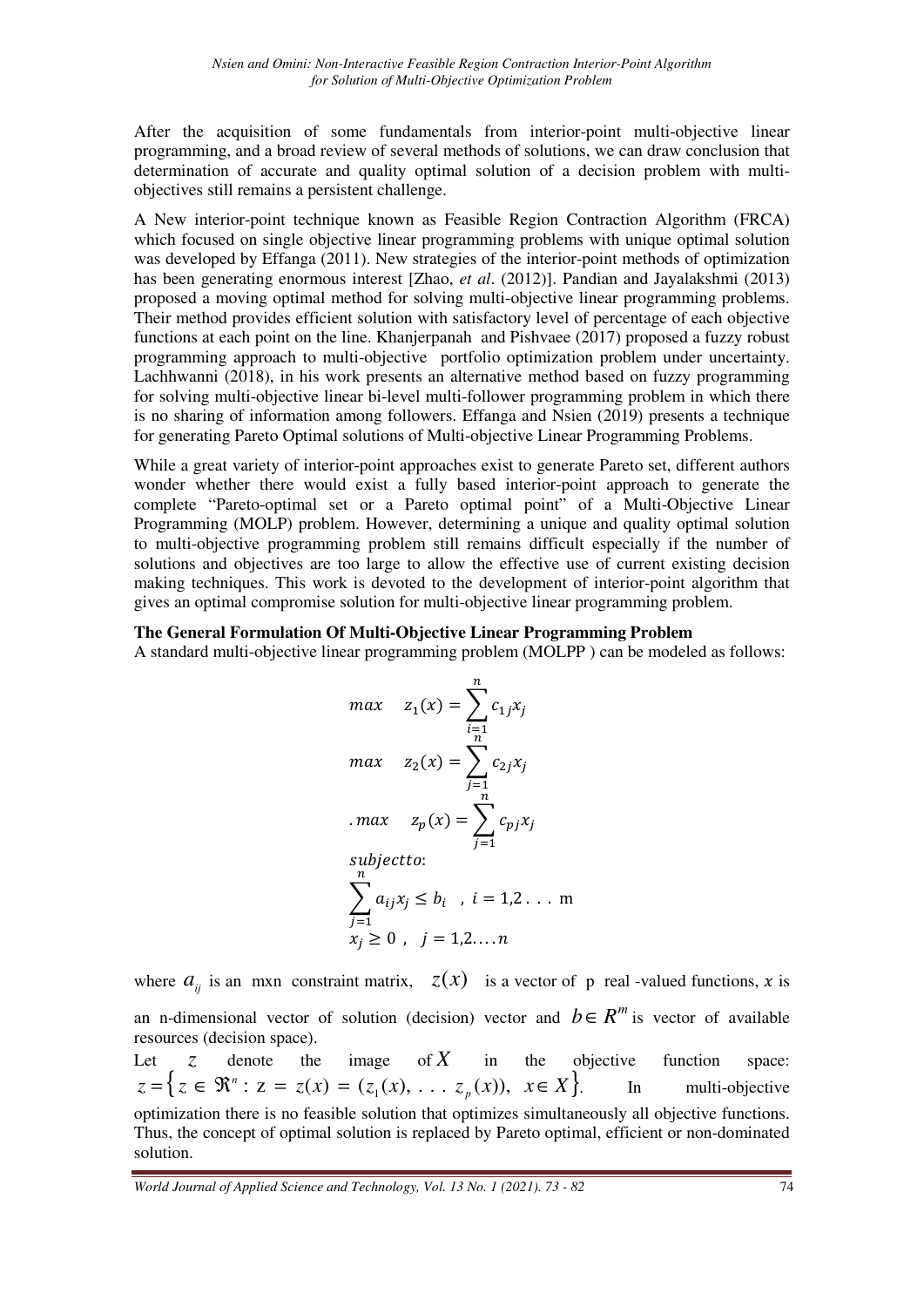After the acquisition of some fundamentals from interior-point multi-objective linear programming, and a broad review of several methods of solutions, we can draw conclusion that determination of accurate and quality optimal solution of a decision problem with multi-objectives still remains a persistent challenge.

A New interior-point technique known as Feasible Region Contraction Algorithm (FRCA) which focused on single objective linear programming problems with unique optimal solution was developed by Effanga (2011). New strategies of the interior-point methods of optimization has been generating enormous interest [Zhao, *et al*. (2012)]. Pandian and Jayalakshmi (2013) proposed a moving optimal method for solving multi-objective linear programming problems. Their method provides efficient solution with satisfactory level of percentage of each objective functions at each point on the line. Khanjerpanah and Pishvaee (2017) proposed a fuzzy robust programming approach to multi-objective portfolio optimization problem under uncertainty. Lachhwanni (2018), in his work presents an alternative method based on fuzzy programming for solving multi-objective linear bi-level multi-follower programming problem in which there is no sharing of information among followers. Effanga and Nsien (2019) presents a technique for generating Pareto Optimal solutions of Multi-objective Linear Programming Problems.

While a great variety of interior-point approaches exist to generate Pareto set, different authors wonder whether there would exist a fully based interior-point approach to generate the complete "Pareto-optimal set or a Pareto optimal point" of a Multi-Objective Linear Programming (MOLP) problem. However, determining a unique and quality optimal solution to multi-objective programming problem still remains difficult especially if the number of solutions and objectives are too large to allow the effective use of current existing decision making techniques. This work is devoted to the development of interior-point algorithm that gives an optimal compromise solution for multi-objective linear programming problem.

**The General Formulation Of Multi-Objective Linear Programming Problem**

A standard multi-objective linear programming problem (MOLPP ) can be modeled as follows:

$$
\begin{aligned}
&max \quad z_1(x) = \sum_{i=1}^{n} c_{1j}x_j \\
&max \quad z_2(x) = \sum_{j=1}^{n} c_{2j}x_j \\
&.max \quad z_p(x) = \sum_{j=1}^{n} c_{pj}x_j \\
&subjectto: \\
&\sum_{j=1}^{n} a_{ij}x_j \leq b_i \quad , \ i = 1,2 \ . \ . \ . \ \mathrm{m} \\
&x_j \geq 0 \ , \quad j = 1,2 \ldots . n
\end{aligned}
$$

where $a_{ij}$ is an mxn constraint matrix, $z(x)$ is a vector of p real -valued functions, $x$ is an n-dimensional vector of solution (decision) vector and $b \in R^m$ is vector of available resources (decision space).

Let $Z$ denote the image of $X$ in the objective function space: $Z = \{ z \in \Re^n : z = z(x) = (z_1(x), \ . \ . \ . \ z_p(x)), \ \ x \in X \}$. In multi-objective optimization there is no feasible solution that optimizes simultaneously all objective functions. Thus, the concept of optimal solution is replaced by Pareto optimal, efficient or non-dominated solution.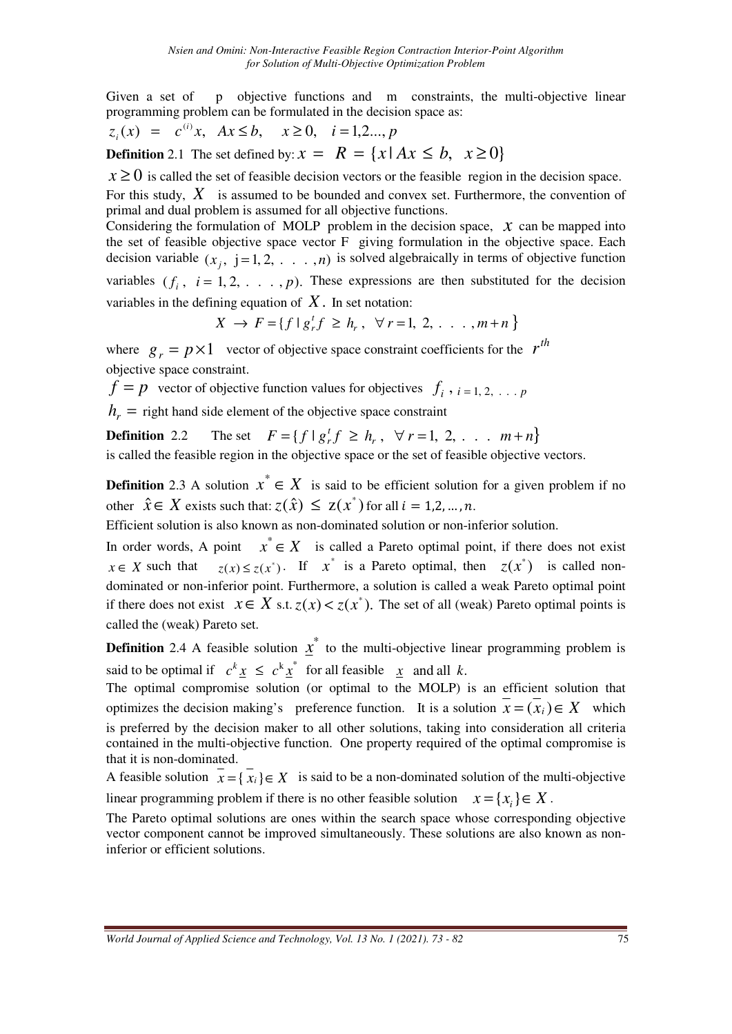Given a set of p objective functions and m constraints, the multi-objective linear programming problem can be formulated in the decision space as:

$z_i(x) \;=\; c^{(i)}x, \quad Ax \le b, \quad x \ge 0, \quad i = 1,2..., p$

**Definition** 2.1 The set defined by: $x = \;\; R = \{x \,|\, Ax \le b, \;\; x \ge 0\}$

$x \ge 0$ is called the set of feasible decision vectors or the feasible region in the decision space. For this study, $X$ is assumed to be bounded and convex set. Furthermore, the convention of primal and dual problem is assumed for all objective functions.

Considering the formulation of MOLP problem in the decision space, $x$ can be mapped into the set of feasible objective space vector F giving formulation in the objective space. Each decision variable $(x_j, \; j = 1, 2, \; . \; . \; . \; , n)$ is solved algebraically in terms of objective function variables $(f_i \, , \; i = 1, 2, \; . \; . \; . \; , p)$. These expressions are then substituted for the decision variables in the defining equation of $X$. In set notation:

$$X \;\rightarrow\; F = \{ f \,|\, g_r^t f \;\ge\; h_r \, , \;\; \forall \, r = 1, \; 2, \; . \; . \; . \; , m + n \}$$

where $g_r = p \times 1$ vector of objective space constraint coefficients for the $r^{th}$ objective space constraint.

$f = p$ vector of objective function values for objectives $f_i$ , $i = 1, 2, \; . \; . \; . \; p$

$h_r =$ right hand side element of the objective space constraint

**Definition** 2.2 The set $F = \{ f \,|\, g_r^t f \;\ge\; h_r \, , \;\; \forall \, r = 1, \; 2, \; . \; . \; . \;\; m + n \}$ is called the feasible region in the objective space or the set of feasible objective vectors.

**Definition** 2.3 A solution $x^* \in X$ is said to be efficient solution for a given problem if no other $\hat{x} \in X$ exists such that: $z(\hat{x}) \;\le\; z(x^*)$ for all $i = 1,2, \ldots, n$.

Efficient solution is also known as non-dominated solution or non-inferior solution.

In order words, A point $x^* \in X$ is called a Pareto optimal point, if there does not exist $x \in X$ such that $z(x) \le z(x^*)$. If $x^*$ is a Pareto optimal, then $z(x^*)$ is called non-dominated or non-inferior point. Furthermore, a solution is called a weak Pareto optimal point if there does not exist $x \in X$ s.t. $z(x) < z(x^*)$. The set of all (weak) Pareto optimal points is called the (weak) Pareto set.

**Definition** 2.4 A feasible solution $\underline{x}^*$ to the multi-objective linear programming problem is said to be optimal if $c^k \underline{x} \;\le\; c^k \underline{x}^*$ for all feasible $\underline{x}$ and all $k$.

The optimal compromise solution (or optimal to the MOLP) is an efficient solution that optimizes the decision making's preference function. It is a solution $\overline{x} = (\overline{x}_i) \in X$ which is preferred by the decision maker to all other solutions, taking into consideration all criteria contained in the multi-objective function. One property required of the optimal compromise is that it is non-dominated.

A feasible solution $\overline{x} = \{ \overline{x}_i \} \in X$ is said to be a non-dominated solution of the multi-objective linear programming problem if there is no other feasible solution $x = \{x_i\} \in X$.

The Pareto optimal solutions are ones within the search space whose corresponding objective vector component cannot be improved simultaneously. These solutions are also known as non-inferior or efficient solutions.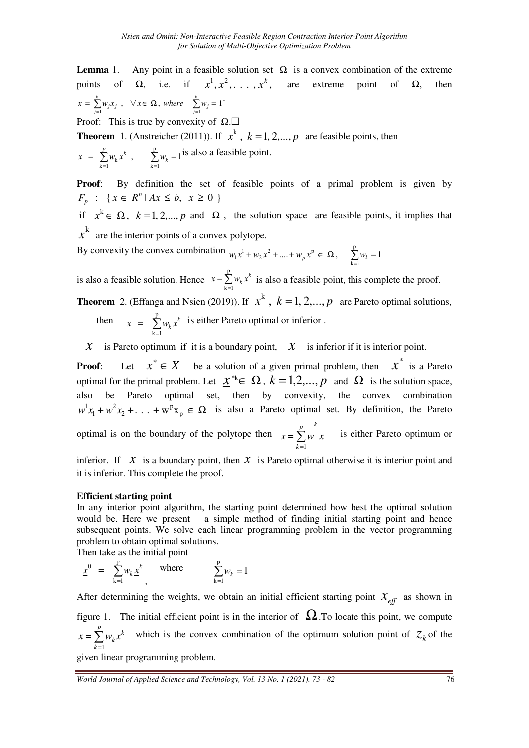**Lemma** 1. Any point in a feasible solution set $\Omega$ is a convex combination of the extreme points of $\Omega$, i.e. if $x^1, x^2, \ldots, x^k$, are extreme point of $\Omega$, then $x = \sum_{j=1}^{k} w_j x_j \;,\; \forall x \in \Omega, \; where \; \sum_{j=1}^{k} w_j = 1$.

Proof: This is true by convexity of $\Omega$.□

**Theorem** 1. (Anstreicher (2011)). If $\underline{x}^k$, $k = 1, 2, ..., p$ are feasible points, then $\underline{x} = \sum_{k=1}^{p} w_k \underline{x}^k$, $\sum_{k=1}^{p} w_k = 1$ is also a feasible point.

**Proof**: By definition the set of feasible points of a primal problem is given by $F_p \; : \; \{ x \in R^n \mid Ax \le b, \; x \ge 0 \}$

if $\underline{x}^k \in \Omega$, $k = 1, 2, ..., p$ and $\Omega$, the solution space are feasible points, it implies that $\underline{x}^k$ are the interior points of a convex polytope.

By convexity the convex combination $w_1 \underline{x}^1 + w_2 \underline{x}^2 + .... + w_p \underline{x}^p \in \Omega$, $\sum_{k=i}^{p} w_k = 1$

is also a feasible solution. Hence $\underline{x} = \sum_{k=1}^{p} w_k \underline{x}^k$ is also a feasible point, this complete the proof.

**Theorem** 2. (Effanga and Nsien (2019)). If $\underline{x}^k$, $k = 1, 2, ..., p$ are Pareto optimal solutions, then $\underline{x} = \sum_{k=1}^{p} w_k \underline{x}^k$ is either Pareto optimal or inferior .

$\underline{x}$ is Pareto optimum if it is a boundary point, $\underline{x}$ is inferior if it is interior point.

**Proof**: Let $x^* \in X$ be a solution of a given primal problem, then $x^*$ is a Pareto optimal for the primal problem. Let $\underline{x}^{*k} \in \Omega$, $k = 1, 2, ..., p$ and $\Omega$ is the solution space, also be Pareto optimal set, then by convexity, the convex combination $w^1 x_1 + w^2 x_2 + \ldots + w^p x_p \in \Omega$ is also a Pareto optimal set. By definition, the Pareto optimal is on the boundary of the polytope then $\underline{x} = \sum_{k=1}^{p} w \, \underline{x}^k$ is either Pareto optimum or inferior. If $\underline{x}$ is a boundary point, then $\underline{x}$ is Pareto optimal otherwise it is interior point and it is inferior. This complete the proof.

**Efficient starting point**

In any interior point algorithm, the starting point determined how best the optimal solution would be. Here we present a simple method of finding initial starting point and hence subsequent points. We solve each linear programming problem in the vector programming problem to obtain optimal solutions.

Then take as the initial point

$$\underline{x}^0 = \sum_{k=1}^{p} w_k \underline{x}^k, \quad \text{where} \quad \sum_{k=1}^{p} w_k = 1$$

After determining the weights, we obtain an initial efficient starting point $x_{eff}$ as shown in figure 1. The initial efficient point is in the interior of $\Omega$.To locate this point, we compute $\underline{x} = \sum_{k=1}^{p} w_k x^k$ which is the convex combination of the optimum solution point of $z_k$ of the given linear programming problem.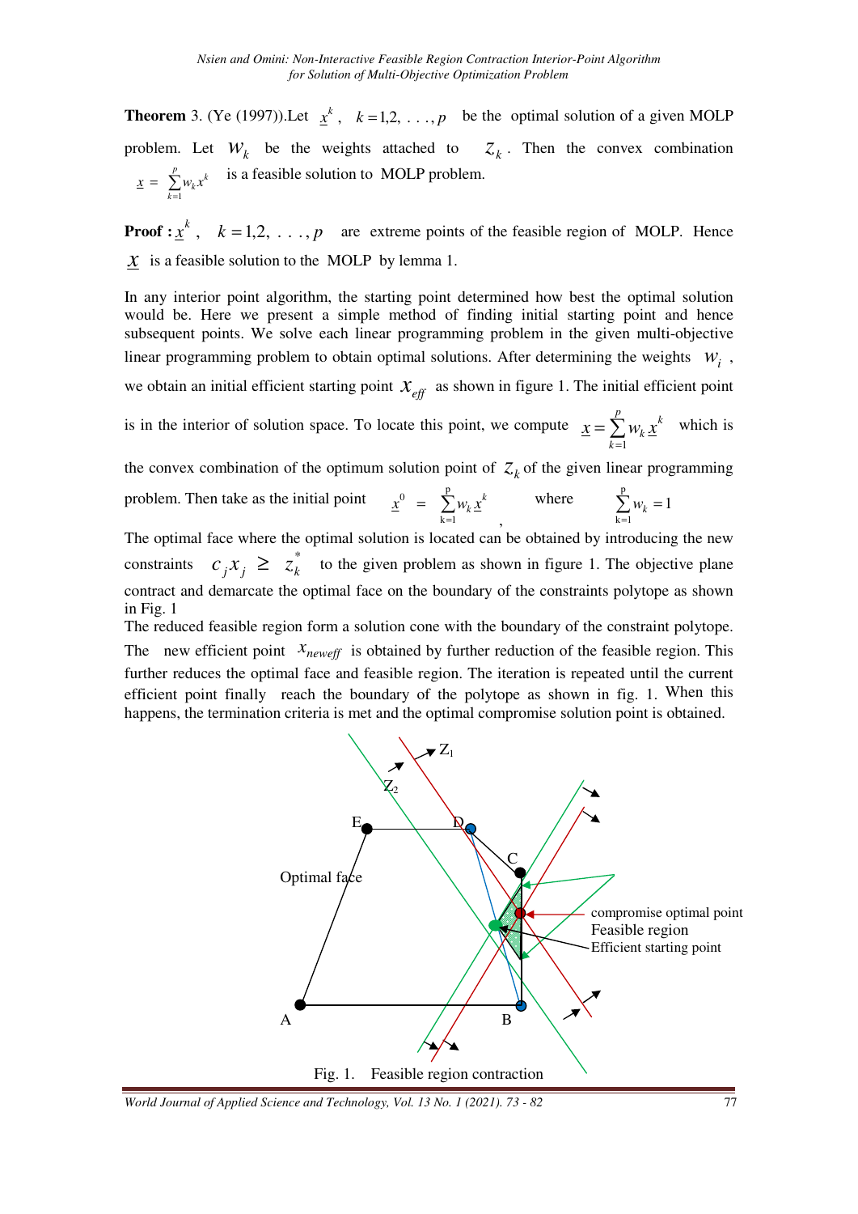**Theorem** 3. (Ye (1997)).Let $\underline{x}^k$, $k = 1,2, \ldots, p$ be the optimal solution of a given MOLP problem. Let $W_k$ be the weights attached to $Z_k$. Then the convex combination $\underline{x} = \sum_{k=1}^{p} w_k x^k$ is a feasible solution to MOLP problem.

**Proof :** $\underline{x}^k$, $k = 1,2, \ldots, p$ are extreme points of the feasible region of MOLP. Hence $\underline{X}$ is a feasible solution to the MOLP by lemma 1.

In any interior point algorithm, the starting point determined how best the optimal solution would be. Here we present a simple method of finding initial starting point and hence subsequent points. We solve each linear programming problem in the given multi-objective linear programming problem to obtain optimal solutions. After determining the weights $W_i$, we obtain an initial efficient starting point $X_{eff}$ as shown in figure 1. The initial efficient point is in the interior of solution space. To locate this point, we compute $\underline{x} = \sum_{k=1}^{p} w_k \underline{x}^k$ which is the convex combination of the optimum solution point of $Z_k$ of the given linear programming problem. Then take as the initial point $\underline{x}^0 = \sum_{k=1}^{p} w_k \underline{x}^k$, where $\sum_{k=1}^{p} w_k = 1$

The optimal face where the optimal solution is located can be obtained by introducing the new constraints $c_j x_j \geq z_k^*$ to the given problem as shown in figure 1. The objective plane contract and demarcate the optimal face on the boundary of the constraints polytope as shown in Fig. 1

The reduced feasible region form a solution cone with the boundary of the constraint polytope. The new efficient point $x_{neweff}$ is obtained by further reduction of the feasible region. This further reduces the optimal face and feasible region. The iteration is repeated until the current efficient point finally reach the boundary of the polytope as shown in fig. 1. When this happens, the termination criteria is met and the optimal compromise solution point is obtained.

Fig. 1. Feasible region contraction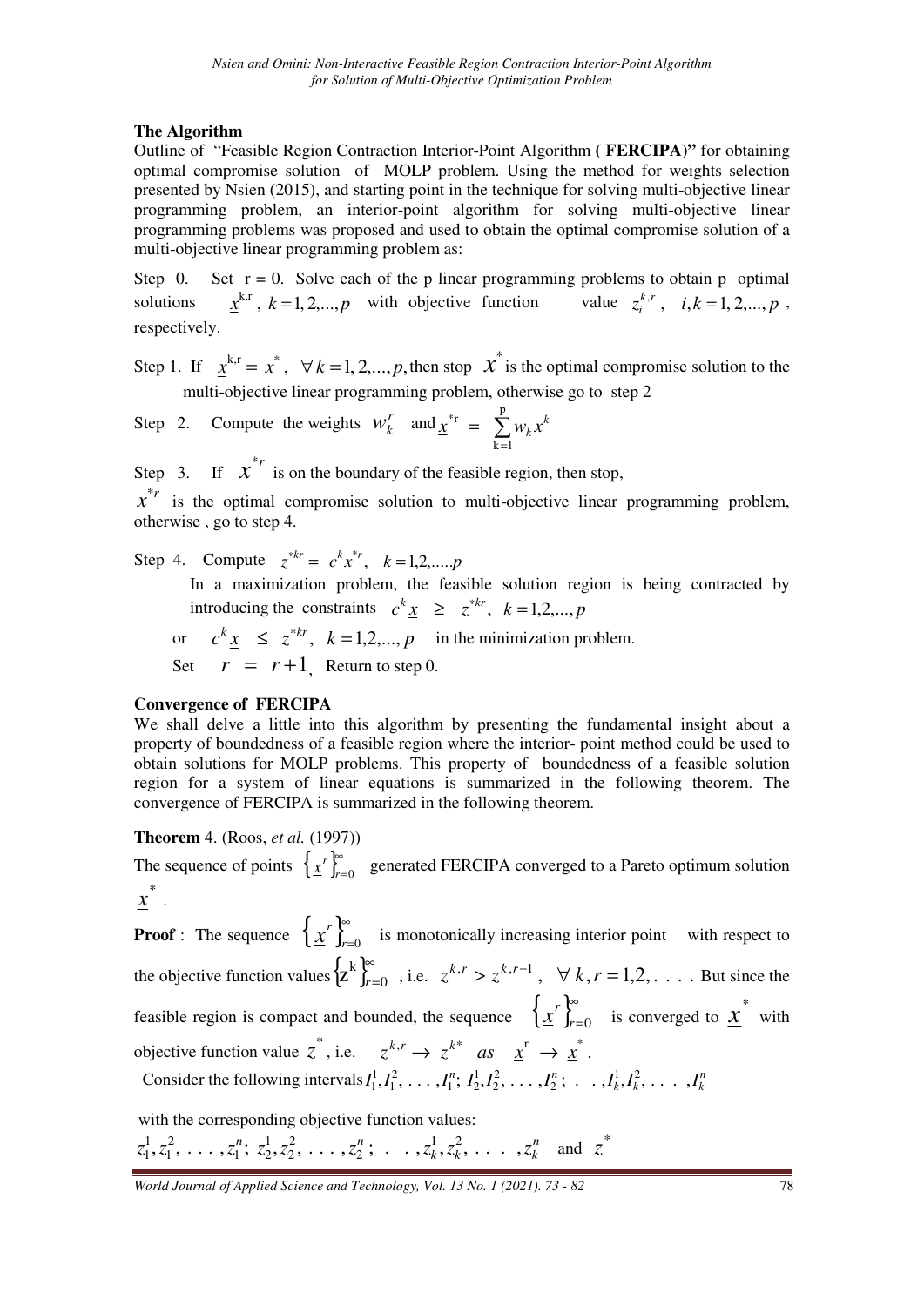### The Algorithm

Outline of "Feasible Region Contraction Interior-Point Algorithm ( **FERCIPA**)" for obtaining optimal compromise solution of MOLP problem. Using the method for weights selection presented by Nsien (2015), and starting point in the technique for solving multi-objective linear programming problem, an interior-point algorithm for solving multi-objective linear programming problems was proposed and used to obtain the optimal compromise solution of a multi-objective linear programming problem as:

Step 0. Set r = 0. Solve each of the p linear programming problems to obtain p optimal solutions $\underline{x}^{k,r},\ k = 1, 2, ..., p$ with objective function value $z_i^{k,r},\ \ i, k = 1, 2, ..., p$, respectively.

Step 1. If $\underline{x}^{k,r} = x^*,\ \ \forall k = 1, 2, ..., p,$ then stop $x^*$ is the optimal compromise solution to the multi-objective linear programming problem, otherwise go to step 2

Step 2. Compute the weights $w_k^r$ and $\underline{x}^{*r} = \sum_{k=1}^{p} w_k x^k$

Step 3. If $x^{*r}$ is on the boundary of the feasible region, then stop,

$x^{*r}$ is the optimal compromise solution to multi-objective linear programming problem, otherwise , go to step 4.

Step 4. Compute $z^{*kr} = c^k x^{*r},\ \ k = 1,2,....p$

In a maximization problem, the feasible solution region is being contracted by introducing the constraints $c^k \underline{x} \ \geq \ z^{*kr},\ \ k = 1,2,..., p$

or $c^k \underline{x} \ \leq \ z^{*kr},\ \ k = 1,2,..., p$ in the minimization problem.

Set $r = r + 1$, Return to step 0.

### Convergence of FERCIPA

We shall delve a little into this algorithm by presenting the fundamental insight about a property of boundedness of a feasible region where the interior- point method could be used to obtain solutions for MOLP problems. This property of boundedness of a feasible solution region for a system of linear equations is summarized in the following theorem. The convergence of FERCIPA is summarized in the following theorem.

**Theorem** 4. (Roos, *et al.* (1997))

The sequence of points $\left\{\underline{x}^r\right\}_{r=0}^{\infty}$ generated FERCIPA converged to a Pareto optimum solution $\underline{x}^*$.

**Proof** : The sequence $\left\{\underline{x}^r\right\}_{r=0}^{\infty}$ is monotonically increasing interior point with respect to the objective function values $\left\{z^k\right\}_{r=0}^{\infty}$ , i.e. $z^{k,r} > z^{k,r-1},\ \ \forall\, k, r = 1, 2, \ldots$ . But since the feasible region is compact and bounded, the sequence $\left\{\underline{x}^r\right\}_{r=0}^{\infty}$ is converged to $\underline{x}^*$ with objective function value $z^*$, i.e. $z^{k,r} \rightarrow z^{k*}\ \ as\ \ \underline{x}^r \rightarrow \underline{x}^*$.

Consider the following intervals $I_1^1, I_1^2, \ldots, I_1^n;\ I_2^1, I_2^2, \ldots, I_2^n;\ \ldots, I_k^1, I_k^2, \ldots, I_k^n$

with the corresponding objective function values:

$z_1^1, z_1^2, \ldots, z_1^n;\ z_2^1, z_2^2, \ldots, z_2^n;\ \ldots, z_k^1, z_k^2, \ldots, z_k^n$ and $z^*$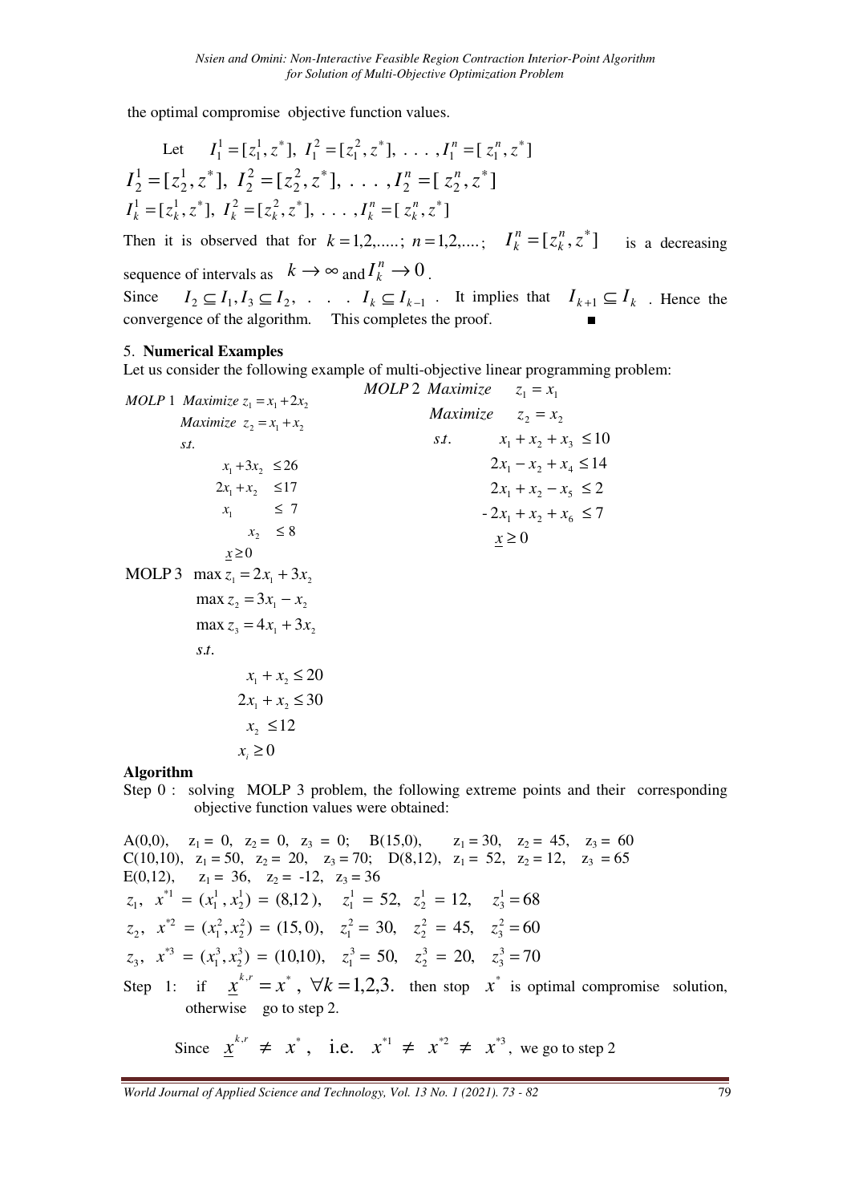the optimal compromise objective function values.

Let $I_1^1 = [z_1^1, z^*],\ I_1^2 = [z_1^2, z^*],\ .\ .\ .\ , I_1^n = [\ z_1^n, z^*]$

$$I_2^1 = [z_2^1, z^*],\ I_2^2 = [z_2^2, z^*],\ .\ .\ .\ , I_2^n = [\ z_2^n, z^*]$$

$$I_k^1 = [z_k^1, z^*],\ I_k^2 = [z_k^2, z^*],\ .\ .\ .\ , I_k^n = [\ z_k^n, z^*]$$

Then it is observed that for $k = 1,2,.....;\ n = 1,2,....;\quad I_k^n = [z_k^n, z^*]$ is a decreasing sequence of intervals as $k \to \infty$ and $I_k^n \to 0$.

Since $I_2 \subseteq I_1, I_3 \subseteq I_2,\ .\ .\ .\ I_k \subseteq I_{k-1}$. It implies that $I_{k+1} \subseteq I_k$. Hence the convergence of the algorithm. This completes the proof. ∎

## 5. Numerical Examples

Let us consider the following example of multi-objective linear programming problem:

$$
\begin{aligned}
MOLP\,1\quad & Maximize\ z_1 = x_1 + 2x_2 \\
& Maximize\ z_2 = x_1 + x_2 \\
& s.t. \\
& \quad x_1 + 3x_2 \le 26 \\
& \quad 2x_1 + x_2 \le 17 \\
& \quad x_1 \le 7 \\
& \quad x_2 \le 8 \\
& \quad \underline{x} \ge 0
\end{aligned}
$$

$$
\begin{aligned}
MOLP\,2\quad & Maximize\quad z_1 = x_1 \\
& Maximize\quad z_2 = x_2 \\
& s.t.\quad x_1 + x_2 + x_3 \le 10 \\
& \quad 2x_1 - x_2 + x_4 \le 14 \\
& \quad 2x_1 + x_2 - x_5 \le 2 \\
& \quad -2x_1 + x_2 + x_6 \le 7 \\
& \quad \underline{x} \ge 0
\end{aligned}
$$

$$
\begin{aligned}
\text{MOLP}\,3\quad & \max z_1 = 2x_1 + 3x_2 \\
& \max z_2 = 3x_1 - x_2 \\
& \max z_3 = 4x_1 + 3x_2 \\
& s.t. \\
& \quad x_1 + x_2 \le 20 \\
& \quad 2x_1 + x_2 \le 30 \\
& \quad x_2 \le 12 \\
& \quad x_i \ge 0
\end{aligned}
$$

**Algorithm**

Step 0 : solving MOLP 3 problem, the following extreme points and their corresponding objective function values were obtained:

A(0,0), $z_1 = 0,\ z_2 = 0,\ z_3 = 0$; B(15,0), $z_1 = 30,\ z_2 = 45,\ z_3 = 60$
C(10,10), $z_1 = 50,\ z_2 = 20,\ z_3 = 70$; D(8,12), $z_1 = 52,\ z_2 = 12,\ z_3 = 65$
E(0,12), $z_1 = 36,\ z_2 = -12,\ z_3 = 36$

$z_1,\ x^{*1} = (x_1^1, x_2^1) = (8,12),\quad z_1^1 = 52,\ z_2^1 = 12,\quad z_3^1 = 68$

$z_2,\ x^{*2} = (x_1^2, x_2^2) = (15,0),\quad z_1^2 = 30,\ z_2^2 = 45,\quad z_3^2 = 60$

$z_3,\ x^{*3} = (x_1^3, x_2^3) = (10,10),\quad z_1^3 = 50,\ z_2^3 = 20,\quad z_3^3 = 70$

Step 1: if $\underline{x}^{k,r} = x^*,\ \forall k = 1,2,3.$ then stop $x^*$ is optimal compromise solution, otherwise go to step 2.

Since $\underline{x}^{k,r} \ne x^*$, i.e. $x^{*1} \ne x^{*2} \ne x^{*3}$, we go to step 2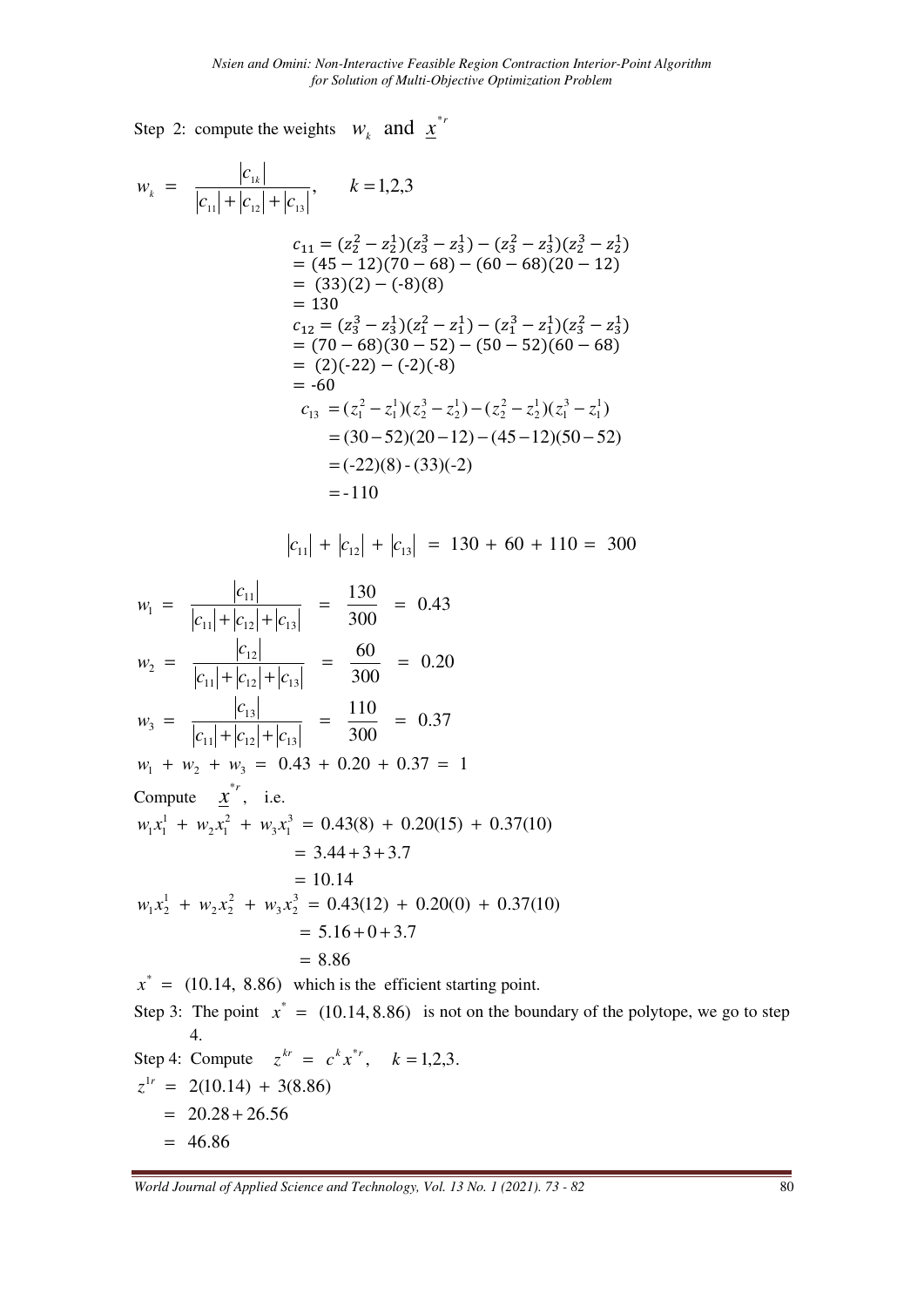Step 2: compute the weights $w_k$ and $\underline{x}^{*r}$

$$w_k = \frac{|c_{1k}|}{|c_{11}| + |c_{12}| + |c_{13}|}, \qquad k = 1,2,3$$

$$\begin{aligned}
c_{11} &= (z_2^2 - z_2^1)(z_3^3 - z_3^1) - (z_3^2 - z_3^1)(z_2^3 - z_2^1) \\
&= (45 - 12)(70 - 68) - (60 - 68)(20 - 12) \\
&= (33)(2) - (\text{-}8)(8) \\
&= 130 \\
c_{12} &= (z_3^3 - z_3^1)(z_1^2 - z_1^1) - (z_1^3 - z_1^1)(z_3^2 - z_3^1) \\
&= (70 - 68)(30 - 52) - (50 - 52)(60 - 68) \\
&= (2)(\text{-}22) - (\text{-}2)(\text{-}8) \\
&= \text{-}60 \\
c_{13} &= (z_1^2 - z_1^1)(z_2^3 - z_2^1) - (z_2^2 - z_2^1)(z_1^3 - z_1^1) \\
&= (30 - 52)(20 - 12) - (45 - 12)(50 - 52) \\
&= (\text{-}22)(8) - (33)(\text{-}2) \\
&= \text{-}110
\end{aligned}$$

$$|c_{11}| + |c_{12}| + |c_{13}| = 130 + 60 + 110 = 300$$

$$w_1 = \frac{|c_{11}|}{|c_{11}| + |c_{12}| + |c_{13}|} = \frac{130}{300} = 0.43$$

$$w_2 = \frac{|c_{12}|}{|c_{11}| + |c_{12}| + |c_{13}|} = \frac{60}{300} = 0.20$$

$$w_3 = \frac{|c_{13}|}{|c_{11}| + |c_{12}| + |c_{13}|} = \frac{110}{300} = 0.37$$

$$w_1 + w_2 + w_3 = 0.43 + 0.20 + 0.37 = 1$$

Compute $\underline{x}^{*r}$, i.e.

$$\begin{aligned}
w_1 x_1^1 + w_2 x_1^2 + w_3 x_1^3 &= 0.43(8) + 0.20(15) + 0.37(10) \\
&= 3.44 + 3 + 3.7 \\
&= 10.14
\end{aligned}$$

$$\begin{aligned}
w_1 x_2^1 + w_2 x_2^2 + w_3 x_2^3 &= 0.43(12) + 0.20(0) + 0.37(10) \\
&= 5.16 + 0 + 3.7 \\
&= 8.86
\end{aligned}$$

$x^* = (10.14,\ 8.86)$ which is the efficient starting point.

Step 3: The point $x^* = (10.14, 8.86)$ is not on the boundary of the polytope, we go to step 4.

Step 4: Compute $z^{kr} = c^k x^{*r}, \quad k = 1,2,3.$

$$\begin{aligned}
z^{1r} &= 2(10.14) + 3(8.86) \\
&= 20.28 + 26.56 \\
&= 46.86
\end{aligned}$$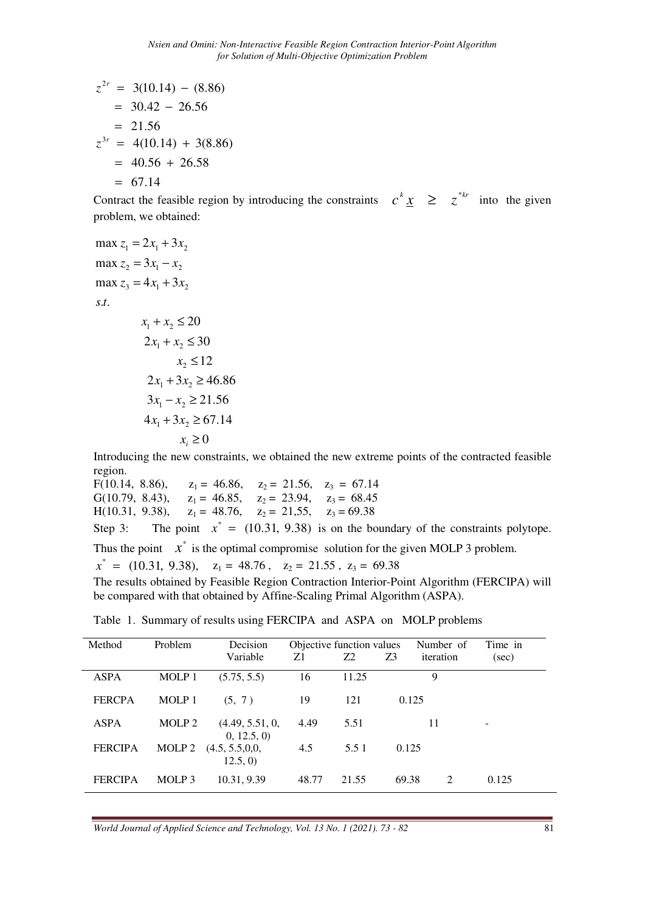$$z_2^{2r} = 3(10.14) - (8.86)$$
$$= 30.42 - 26.56$$
$$= 21.56$$
$$z_3^{3r} = 4(10.14) + 3(8.86)$$
$$= 40.56 + 26.58$$
$$= 67.14$$

Contract the feasible region by introducing the constraints $c^k \underline{x} \geq z^{*kr}$ into the given problem, we obtained:

$$\max z_1 = 2x_1 + 3x_2$$
$$\max z_2 = 3x_1 - x_2$$
$$\max z_3 = 4x_1 + 3x_2$$
$$s.t.$$
$$x_1 + x_2 \leq 20$$
$$2x_1 + x_2 \leq 30$$
$$x_2 \leq 12$$
$$2x_1 + 3x_2 \geq 46.86$$
$$3x_1 - x_2 \geq 21.56$$
$$4x_1 + 3x_2 \geq 67.14$$
$$x_i \geq 0$$

Introducing the new constraints, we obtained the new extreme points of the contracted feasible region.

F(10.14, 8.86), $z_1 = 46.86$, $z_2 = 21.56$, $z_3 = 67.14$
G(10.79, 8.43), $z_1 = 46.85$, $z_2 = 23.94$, $z_3 = 68.45$
H(10.31, 9.38), $z_1 = 48.76$, $z_2 = 21,55$, $z_3 = 69.38$

Step 3: The point $x^* = (10.31, 9.38)$ is on the boundary of the constraints polytope. Thus the point $x^*$ is the optimal compromise solution for the given MOLP 3 problem.

$x^* = (10.31, 9.38)$, $z_1 = 48.76$, $z_2 = 21.55$, $z_3 = 69.38$

The results obtained by Feasible Region Contraction Interior-Point Algorithm (FERCIPA) will be compared with that obtained by Affine-Scaling Primal Algorithm (ASPA).

Table 1. Summary of results using FERCIPA and ASPA on MOLP problems

| Method | Problem | Decision Variable | Objective function values Z1 | Z2 | Z3 | Number of iteration | Time in (sec) |
|---|---|---|---|---|---|---|---|
| ASPA | MOLP 1 | (5.75, 5.5) | 16 | 11.25 | | 9 | |
| FERCPA | MOLP 1 | (5, 7 ) | 19 | 121 | 0.125 | | |
| ASPA | MOLP 2 | (4.49, 5.51, 0, 0, 12.5, 0) | 4.49 | 5.51 | | 11 | - |
| FERCIPA | MOLP 2 | (4.5, 5.5,0,0, 12.5, 0) | 4.5 | 5.5 1 | 0.125 | | |
| FERCIPA | MOLP 3 | 10.31, 9.39 | 48.77 | 21.55 | 69.38 | 2 | 0.125 |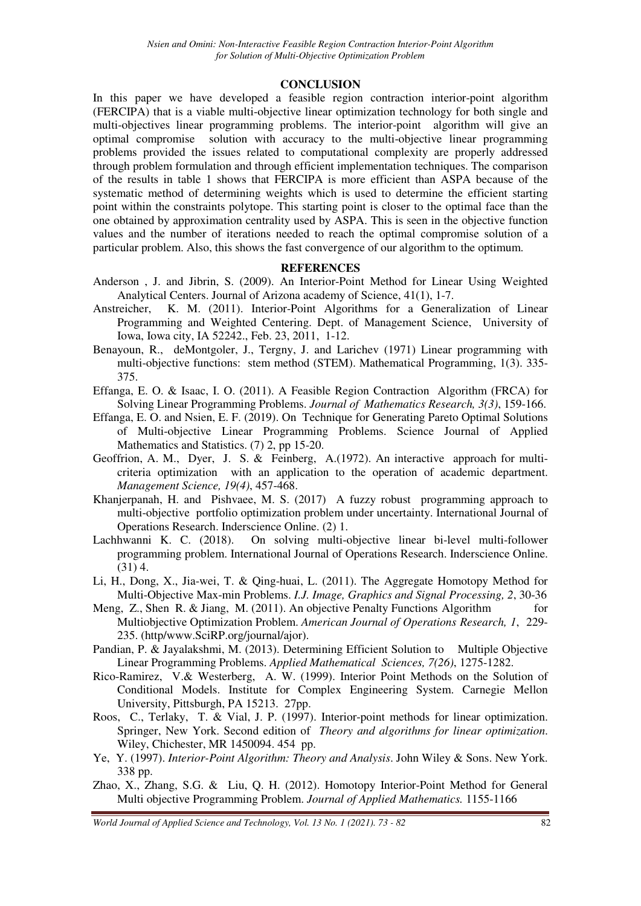## CONCLUSION

In this paper we have developed a feasible region contraction interior-point algorithm (FERCIPA) that is a viable multi-objective linear optimization technology for both single and multi-objectives linear programming problems. The interior-point algorithm will give an optimal compromise solution with accuracy to the multi-objective linear programming problems provided the issues related to computational complexity are properly addressed through problem formulation and through efficient implementation techniques. The comparison of the results in table 1 shows that FERCIPA is more efficient than ASPA because of the systematic method of determining weights which is used to determine the efficient starting point within the constraints polytope. This starting point is closer to the optimal face than the one obtained by approximation centrality used by ASPA. This is seen in the objective function values and the number of iterations needed to reach the optimal compromise solution of a particular problem. Also, this shows the fast convergence of our algorithm to the optimum.

## REFERENCES

Anderson , J. and Jibrin, S. (2009). An Interior-Point Method for Linear Using Weighted Analytical Centers. Journal of Arizona academy of Science, 41(1), 1-7.

Anstreicher, K. M. (2011). Interior-Point Algorithms for a Generalization of Linear Programming and Weighted Centering. Dept. of Management Science, University of Iowa, Iowa city, IA 52242., Feb. 23, 2011, 1-12.

Benayoun, R., deMontgoler, J., Tergny, J. and Larichev (1971) Linear programming with multi-objective functions: stem method (STEM). Mathematical Programming, 1(3). 335-375.

Effanga, E. O. & Isaac, I. O. (2011). A Feasible Region Contraction Algorithm (FRCA) for Solving Linear Programming Problems. *Journal of Mathematics Research, 3(3)*, 159-166.

Effanga, E. O. and Nsien, E. F. (2019). On Technique for Generating Pareto Optimal Solutions of Multi-objective Linear Programming Problems. Science Journal of Applied Mathematics and Statistics. (7) 2, pp 15-20.

Geoffrion, A. M., Dyer, J. S. & Feinberg, A.(1972). An interactive approach for multi-criteria optimization with an application to the operation of academic department. *Management Science, 19(4)*, 457-468.

Khanjerpanah, H. and Pishvaee, M. S. (2017) A fuzzy robust programming approach to multi-objective portfolio optimization problem under uncertainty. International Journal of Operations Research. Inderscience Online. (2) 1.

Lachhwanni K. C. (2018). On solving multi-objective linear bi-level multi-follower programming problem. International Journal of Operations Research. Inderscience Online. (31) 4.

Li, H., Dong, X., Jia-wei, T. & Qing-huai, L. (2011). The Aggregate Homotopy Method for Multi-Objective Max-min Problems. *I.J. Image, Graphics and Signal Processing, 2*, 30-36

Meng, Z., Shen R. & Jiang, M. (2011). An objective Penalty Functions Algorithm for Multiobjective Optimization Problem. *American Journal of Operations Research, 1*, 229-235. (http/www.SciRP.org/journal/ajor).

Pandian, P. & Jayalakshmi, M. (2013). Determining Efficient Solution to Multiple Objective Linear Programming Problems. *Applied Mathematical Sciences, 7(26)*, 1275-1282.

Rico-Ramirez, V.& Westerberg, A. W. (1999). Interior Point Methods on the Solution of Conditional Models. Institute for Complex Engineering System. Carnegie Mellon University, Pittsburgh, PA 15213. 27pp.

Roos, C., Terlaky, T. & Vial, J. P. (1997). Interior-point methods for linear optimization. Springer, New York. Second edition of *Theory and algorithms for linear optimization*. Wiley, Chichester, MR 1450094. 454 pp.

Ye, Y. (1997). *Interior-Point Algorithm: Theory and Analysis*. John Wiley & Sons. New York. 338 pp.

Zhao, X., Zhang, S.G. & Liu, Q. H. (2012). Homotopy Interior-Point Method for General Multi objective Programming Problem. *Journal of Applied Mathematics.* 1155-1166